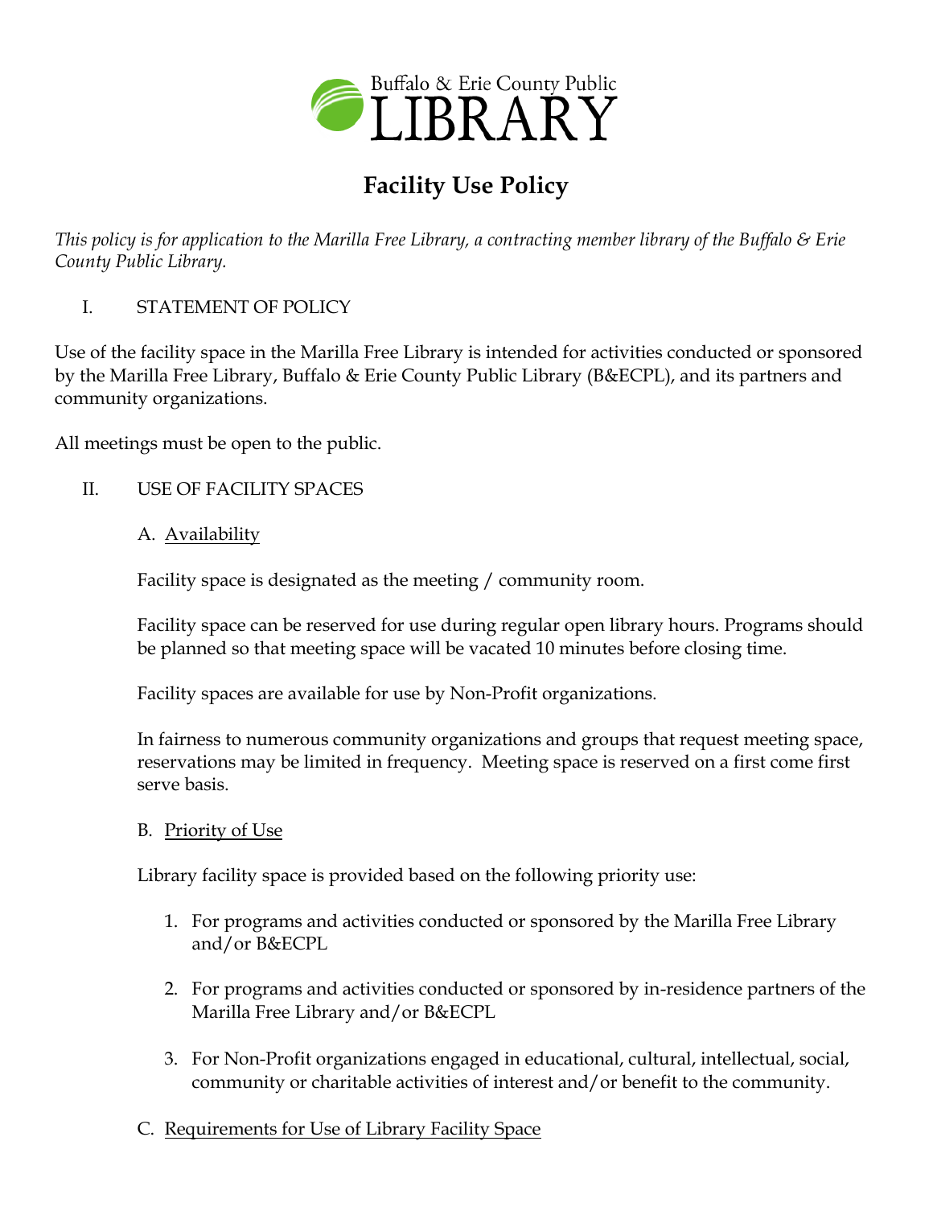Buffalo & Erie County Public LIBRARY

# Facility Use Policy

*This policy is for application to the Marilla Free Library, a contracting member library of the Buffalo & Erie County Public Library.*

## I. STATEMENT OF POLICY

Use of the facility space in the Marilla Free Library is intended for activities conducted or sponsored by the Marilla Free Library, Buffalo & Erie County Public Library (B&ECPL), and its partners and community organizations.

All meetings must be open to the public.

## II. USE OF FACILITY SPACES

### A. Availability

Facility space is designated as the meeting / community room.

Facility space can be reserved for use during regular open library hours. Programs should be planned so that meeting space will be vacated 10 minutes before closing time.

Facility spaces are available for use by Non-Profit organizations.

In fairness to numerous community organizations and groups that request meeting space, reservations may be limited in frequency. Meeting space is reserved on a first come first serve basis.

### B. Priority of Use

Library facility space is provided based on the following priority use:

1. For programs and activities conducted or sponsored by the Marilla Free Library and/or B&ECPL
2. For programs and activities conducted or sponsored by in-residence partners of the Marilla Free Library and/or B&ECPL
3. For Non-Profit organizations engaged in educational, cultural, intellectual, social, community or charitable activities of interest and/or benefit to the community.

### C. Requirements for Use of Library Facility Space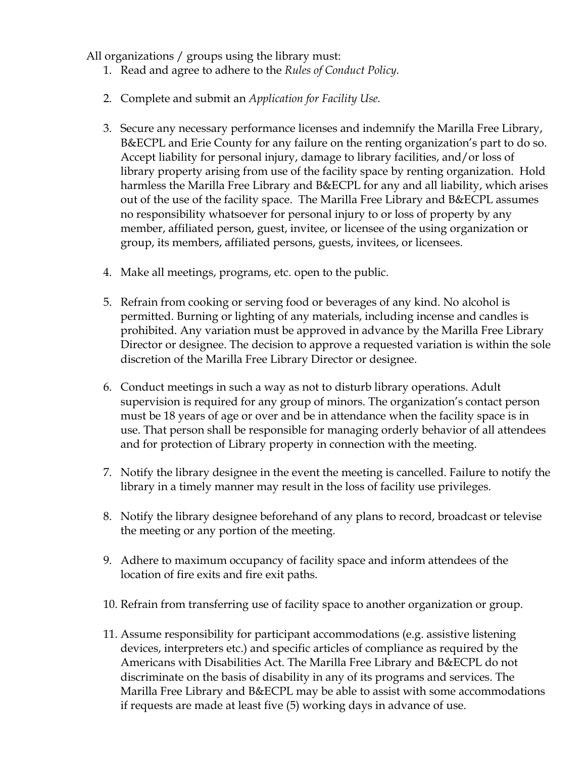All organizations / groups using the library must:

1. Read and agree to adhere to the *Rules of Conduct Policy.*

2. Complete and submit an *Application for Facility Use.*

3. Secure any necessary performance licenses and indemnify the Marilla Free Library, B&ECPL and Erie County for any failure on the renting organization's part to do so. Accept liability for personal injury, damage to library facilities, and/or loss of library property arising from use of the facility space by renting organization. Hold harmless the Marilla Free Library and B&ECPL for any and all liability, which arises out of the use of the facility space. The Marilla Free Library and B&ECPL assumes no responsibility whatsoever for personal injury to or loss of property by any member, affiliated person, guest, invitee, or licensee of the using organization or group, its members, affiliated persons, guests, invitees, or licensees.

4. Make all meetings, programs, etc. open to the public.

5. Refrain from cooking or serving food or beverages of any kind. No alcohol is permitted. Burning or lighting of any materials, including incense and candles is prohibited. Any variation must be approved in advance by the Marilla Free Library Director or designee. The decision to approve a requested variation is within the sole discretion of the Marilla Free Library Director or designee.

6. Conduct meetings in such a way as not to disturb library operations. Adult supervision is required for any group of minors. The organization's contact person must be 18 years of age or over and be in attendance when the facility space is in use. That person shall be responsible for managing orderly behavior of all attendees and for protection of Library property in connection with the meeting.

7. Notify the library designee in the event the meeting is cancelled. Failure to notify the library in a timely manner may result in the loss of facility use privileges.

8. Notify the library designee beforehand of any plans to record, broadcast or televise the meeting or any portion of the meeting.

9. Adhere to maximum occupancy of facility space and inform attendees of the location of fire exits and fire exit paths.

10. Refrain from transferring use of facility space to another organization or group.

11. Assume responsibility for participant accommodations (e.g. assistive listening devices, interpreters etc.) and specific articles of compliance as required by the Americans with Disabilities Act. The Marilla Free Library and B&ECPL do not discriminate on the basis of disability in any of its programs and services. The Marilla Free Library and B&ECPL may be able to assist with some accommodations if requests are made at least five (5) working days in advance of use.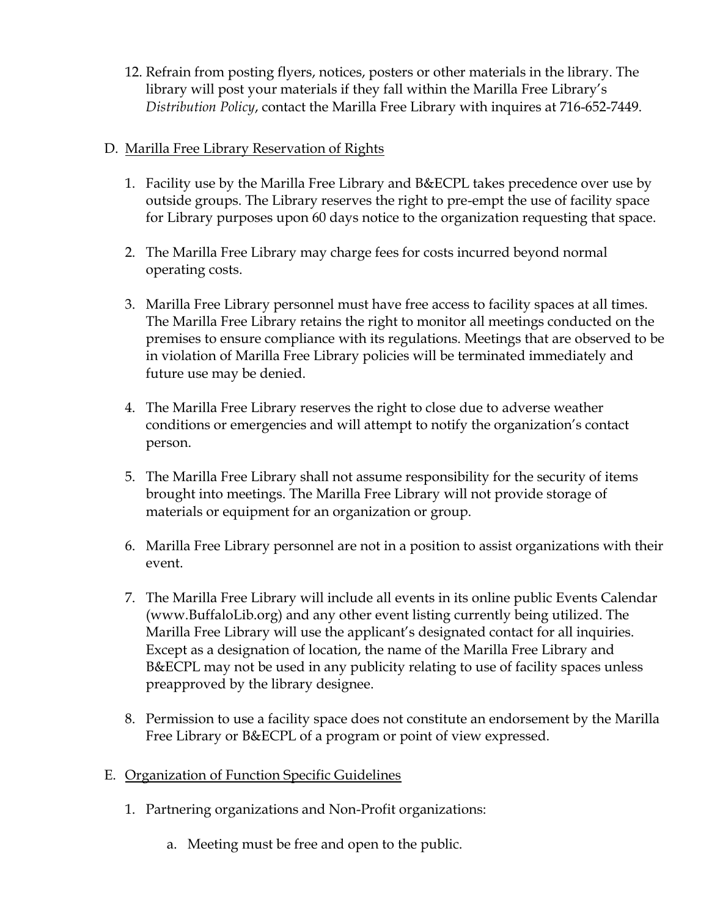12. Refrain from posting flyers, notices, posters or other materials in the library. The library will post your materials if they fall within the Marilla Free Library's *Distribution Policy*, contact the Marilla Free Library with inquires at 716-652-7449.

D. <u>Marilla Free Library Reservation of Rights</u>

1. Facility use by the Marilla Free Library and B&ECPL takes precedence over use by outside groups. The Library reserves the right to pre-empt the use of facility space for Library purposes upon 60 days notice to the organization requesting that space.

2. The Marilla Free Library may charge fees for costs incurred beyond normal operating costs.

3. Marilla Free Library personnel must have free access to facility spaces at all times. The Marilla Free Library retains the right to monitor all meetings conducted on the premises to ensure compliance with its regulations. Meetings that are observed to be in violation of Marilla Free Library policies will be terminated immediately and future use may be denied.

4. The Marilla Free Library reserves the right to close due to adverse weather conditions or emergencies and will attempt to notify the organization's contact person.

5. The Marilla Free Library shall not assume responsibility for the security of items brought into meetings. The Marilla Free Library will not provide storage of materials or equipment for an organization or group.

6. Marilla Free Library personnel are not in a position to assist organizations with their event.

7. The Marilla Free Library will include all events in its online public Events Calendar (www.BuffaloLib.org) and any other event listing currently being utilized. The Marilla Free Library will use the applicant's designated contact for all inquiries. Except as a designation of location, the name of the Marilla Free Library and B&ECPL may not be used in any publicity relating to use of facility spaces unless preapproved by the library designee.

8. Permission to use a facility space does not constitute an endorsement by the Marilla Free Library or B&ECPL of a program or point of view expressed.

E. <u>Organization of Function Specific Guidelines</u>

1. Partnering organizations and Non-Profit organizations:

   a. Meeting must be free and open to the public.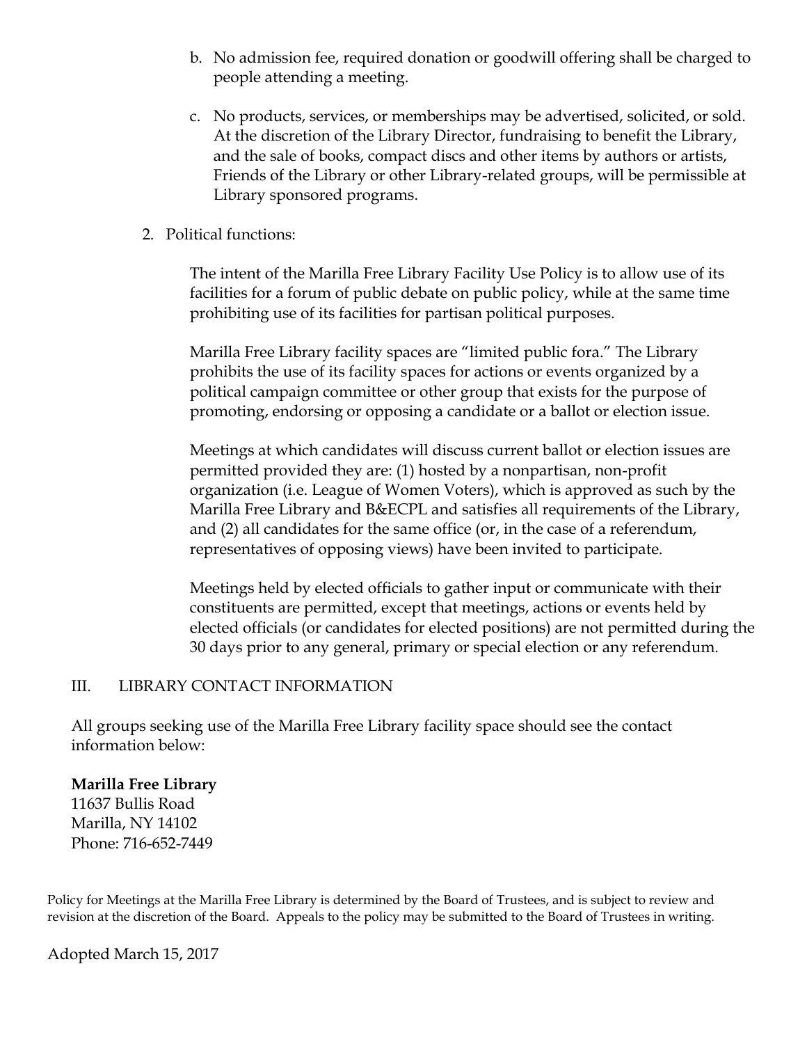b. No admission fee, required donation or goodwill offering shall be charged to people attending a meeting.

c. No products, services, or memberships may be advertised, solicited, or sold. At the discretion of the Library Director, fundraising to benefit the Library, and the sale of books, compact discs and other items by authors or artists, Friends of the Library or other Library-related groups, will be permissible at Library sponsored programs.

2. Political functions:

   The intent of the Marilla Free Library Facility Use Policy is to allow use of its facilities for a forum of public debate on public policy, while at the same time prohibiting use of its facilities for partisan political purposes.

   Marilla Free Library facility spaces are "limited public fora." The Library prohibits the use of its facility spaces for actions or events organized by a political campaign committee or other group that exists for the purpose of promoting, endorsing or opposing a candidate or a ballot or election issue.

   Meetings at which candidates will discuss current ballot or election issues are permitted provided they are: (1) hosted by a nonpartisan, non-profit organization (i.e. League of Women Voters), which is approved as such by the Marilla Free Library and B&ECPL and satisfies all requirements of the Library, and (2) all candidates for the same office (or, in the case of a referendum, representatives of opposing views) have been invited to participate.

   Meetings held by elected officials to gather input or communicate with their constituents are permitted, except that meetings, actions or events held by elected officials (or candidates for elected positions) are not permitted during the 30 days prior to any general, primary or special election or any referendum.

## III. LIBRARY CONTACT INFORMATION

All groups seeking use of the Marilla Free Library facility space should see the contact information below:

**Marilla Free Library**
11637 Bullis Road
Marilla, NY 14102
Phone: 716-652-7449

Policy for Meetings at the Marilla Free Library is determined by the Board of Trustees, and is subject to review and revision at the discretion of the Board. Appeals to the policy may be submitted to the Board of Trustees in writing.

Adopted March 15, 2017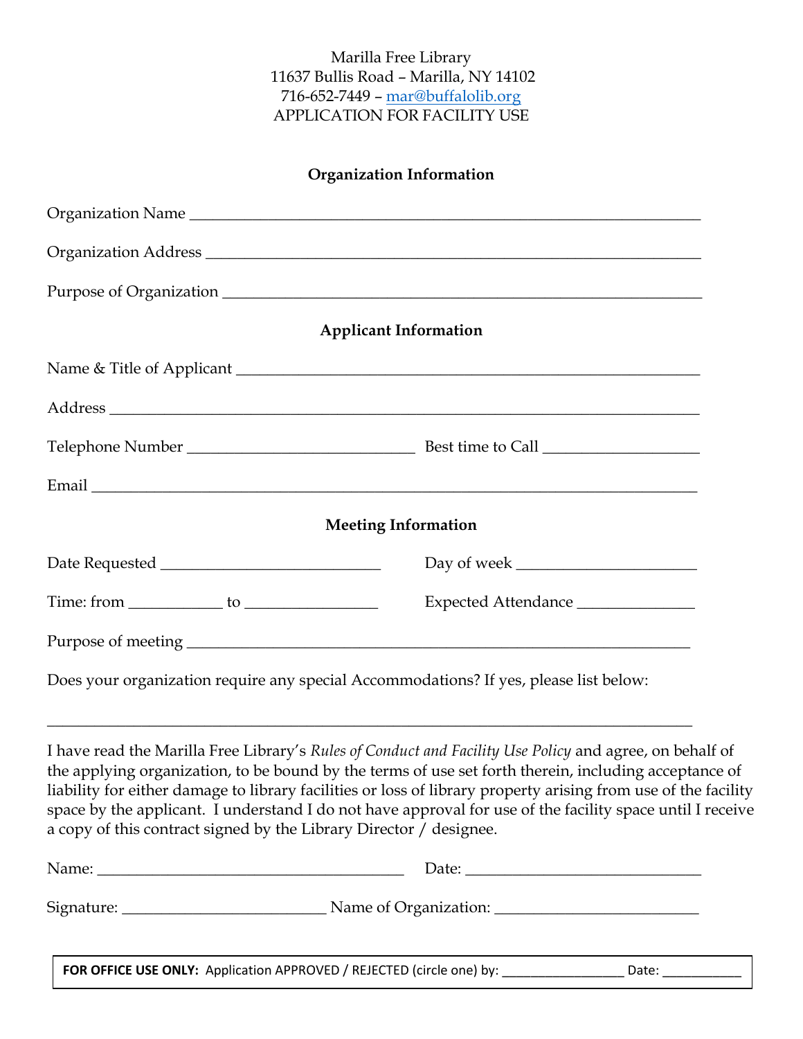Marilla Free Library
11637 Bullis Road – Marilla, NY 14102
716-652-7449 – mar@buffalolib.org
APPLICATION FOR FACILITY USE

**Organization Information**

Organization Name ____________________________________________________________

Organization Address __________________________________________________________

Purpose of Organization ________________________________________________________

**Applicant Information**

Name & Title of Applicant _______________________________________________________

Address _______________________________________________________________________

Telephone Number ___________________________ Best time to Call _________________

Email _________________________________________________________________________

**Meeting Information**

Date Requested __________________________ Day of week ____________________

Time: from __________ to ______________ Expected Attendance _____________

Purpose of meeting _____________________________________________________________

Does your organization require any special Accommodations? If yes, please list below:

_______________________________________________________________________________

I have read the Marilla Free Library's *Rules of Conduct and Facility Use Policy* and agree, on behalf of the applying organization, to be bound by the terms of use set forth therein, including acceptance of liability for either damage to library facilities or loss of library property arising from use of the facility space by the applicant. I understand I do not have approval for use of the facility space until I receive a copy of this contract signed by the Library Director / designee.

Name: ____________________________________ Date: ____________________________

Signature: ________________________ Name of Organization: ________________________

**FOR OFFICE USE ONLY:** Application APPROVED / REJECTED (circle one) by: _______________ Date: __________